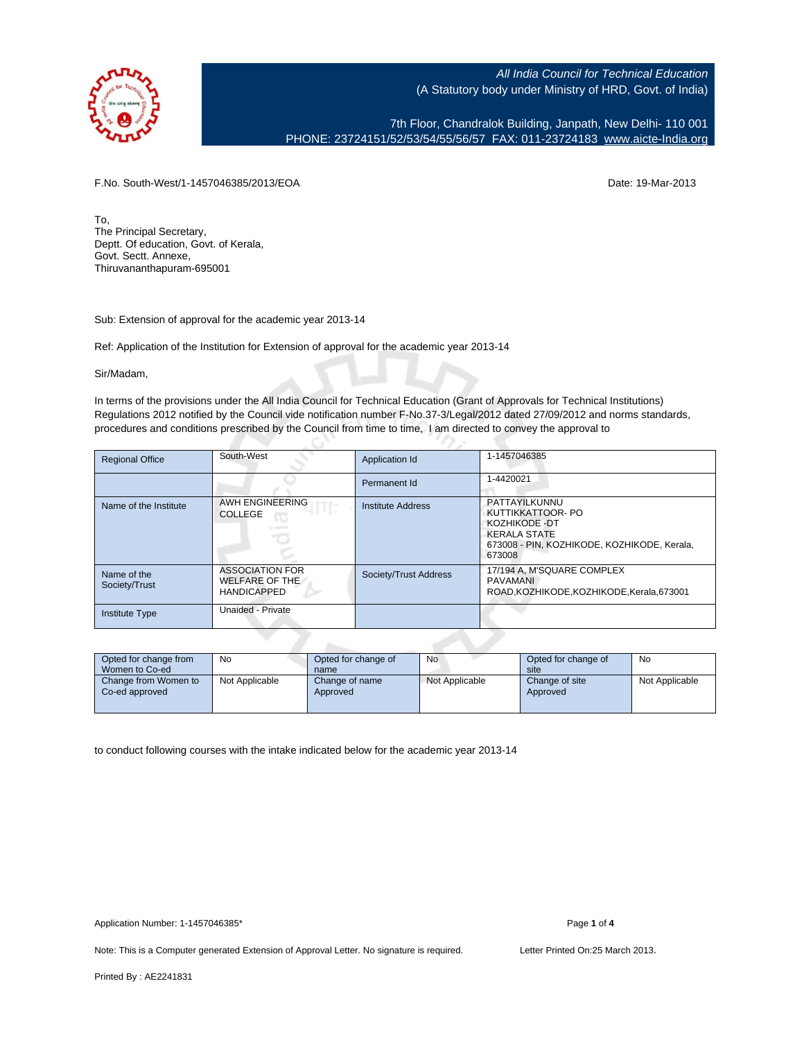All India Council for Technical Education
(A Statutory body under Ministry of HRD, Govt. of India)

7th Floor, Chandralok Building, Janpath, New Delhi- 110 001
PHONE: 23724151/52/53/54/55/56/57 FAX: 011-23724183 www.aicte-India.org

F.No. South-West/1-1457046385/2013/EOA

Date: 19-Mar-2013

To,
The Principal Secretary,
Deptt. Of education, Govt. of Kerala,
Govt. Sectt. Annexe,
Thiruvananthapuram-695001

Sub: Extension of approval for the academic year 2013-14

Ref: Application of the Institution for Extension of approval for the academic year 2013-14

Sir/Madam,

In terms of the provisions under the All India Council for Technical Education (Grant of Approvals for Technical Institutions) Regulations 2012 notified by the Council vide notification number F-No.37-3/Legal/2012 dated 27/09/2012 and norms standards, procedures and conditions prescribed by the Council from time to time, I am directed to convey the approval to

| Regional Office | South-West | Application Id | 1-1457046385 |
|---|---|---|---|
| | | Permanent Id | 1-4420021 |
| Name of the Institute | AWH ENGINEERING COLLEGE | Institute Address | PATTAYILKUNNU KUTTIKKATTOOR- PO KOZHIKODE -DT KERALA STATE 673008 - PIN, KOZHIKODE, KOZHIKODE, Kerala, 673008 |
| Name of the Society/Trust | ASSOCIATION FOR WELFARE OF THE HANDICAPPED | Society/Trust Address | 17/194 A, M'SQUARE COMPLEX PAVAMANI ROAD,KOZHIKODE,KOZHIKODE,Kerala,673001 |
| Institute Type | Unaided - Private | | |

| Opted for change from Women to Co-ed | No | Opted for change of name | No | Opted for change of site | No |
|---|---|---|---|---|---|
| Change from Women to Co-ed approved | Not Applicable | Change of name Approved | Not Applicable | Change of site Approved | Not Applicable |

to conduct following courses with the intake indicated below for the academic year 2013-14

Application Number: 1-1457046385*

Note: This is a Computer generated Extension of Approval Letter. No signature is required.

Letter Printed On:25 March 2013.

Printed By : AE2241831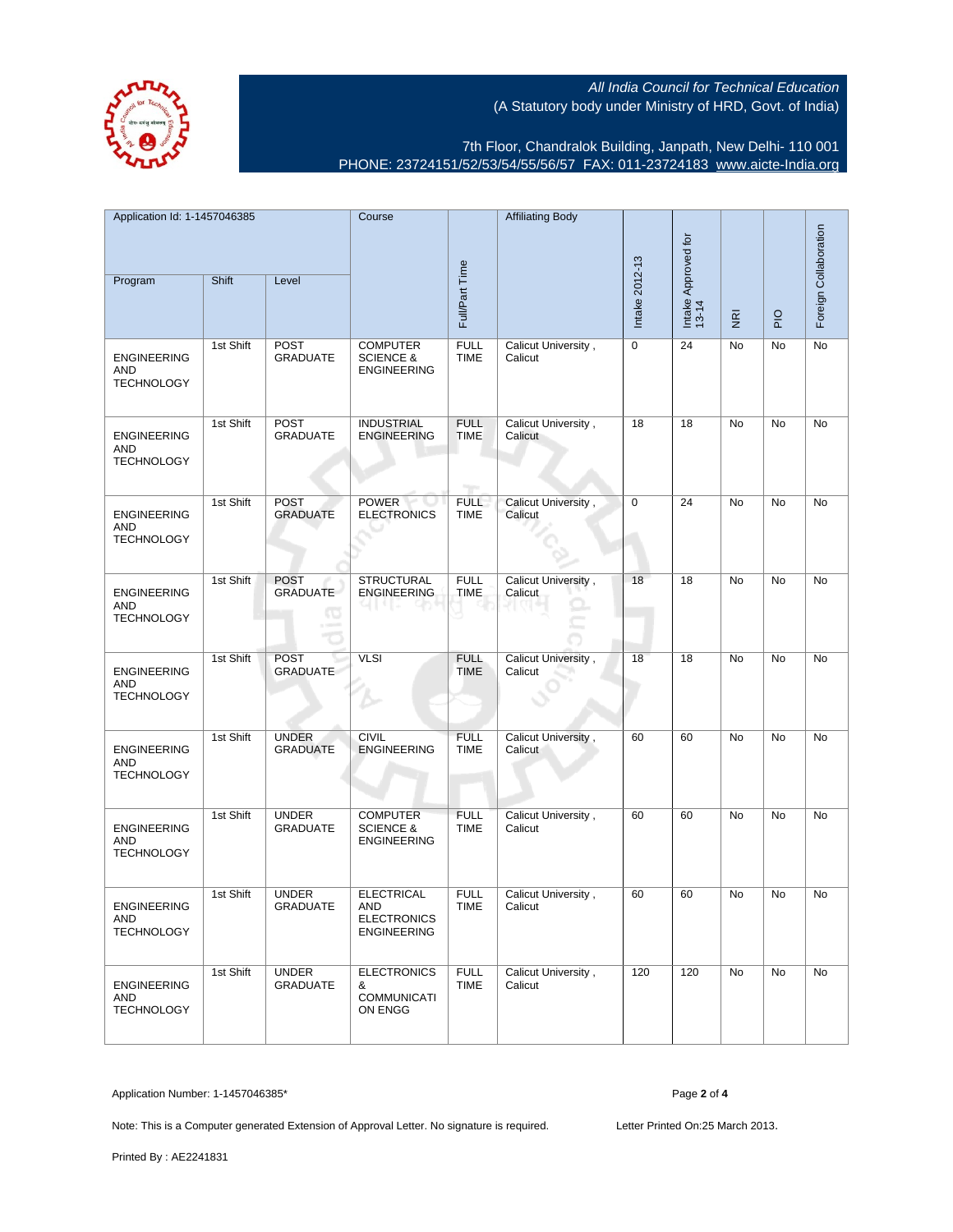All India Council for Technical Education
(A Statutory body under Ministry of HRD, Govt. of India)

7th Floor, Chandralok Building, Janpath, New Delhi- 110 001
PHONE: 23724151/52/53/54/55/56/57 FAX: 011-23724183 www.aicte-India.org

| Application Id: 1-1457046385 | | | Course | Full/Part Time | Affiliating Body | Intake 2012-13 | Intake Approved for 13-14 | NRI | PIO | Foreign Collaboration |
|---|---|---|---|---|---|---|---|---|---|---|
| Program | Shift | Level | | | | | | | | |
| ENGINEERING AND TECHNOLOGY | 1st Shift | POST GRADUATE | COMPUTER SCIENCE & ENGINEERING | FULL TIME | Calicut University , Calicut | 0 | 24 | No | No | No |
| ENGINEERING AND TECHNOLOGY | 1st Shift | POST GRADUATE | INDUSTRIAL ENGINEERING | FULL TIME | Calicut University , Calicut | 18 | 18 | No | No | No |
| ENGINEERING AND TECHNOLOGY | 1st Shift | POST GRADUATE | POWER ELECTRONICS | FULL TIME | Calicut University , Calicut | 0 | 24 | No | No | No |
| ENGINEERING AND TECHNOLOGY | 1st Shift | POST GRADUATE | STRUCTURAL ENGINEERING | FULL TIME | Calicut University , Calicut | 18 | 18 | No | No | No |
| ENGINEERING AND TECHNOLOGY | 1st Shift | POST GRADUATE | VLSI | FULL TIME | Calicut University , Calicut | 18 | 18 | No | No | No |
| ENGINEERING AND TECHNOLOGY | 1st Shift | UNDER GRADUATE | CIVIL ENGINEERING | FULL TIME | Calicut University , Calicut | 60 | 60 | No | No | No |
| ENGINEERING AND TECHNOLOGY | 1st Shift | UNDER GRADUATE | COMPUTER SCIENCE & ENGINEERING | FULL TIME | Calicut University , Calicut | 60 | 60 | No | No | No |
| ENGINEERING AND TECHNOLOGY | 1st Shift | UNDER GRADUATE | ELECTRICAL AND ELECTRONICS ENGINEERING | FULL TIME | Calicut University , Calicut | 60 | 60 | No | No | No |
| ENGINEERING AND TECHNOLOGY | 1st Shift | UNDER GRADUATE | ELECTRONICS & COMMUNICATION ENGG | FULL TIME | Calicut University , Calicut | 120 | 120 | No | No | No |

Application Number: 1-1457046385*

Note: This is a Computer generated Extension of Approval Letter. No signature is required.

Letter Printed On:25 March 2013.

Printed By : AE2241831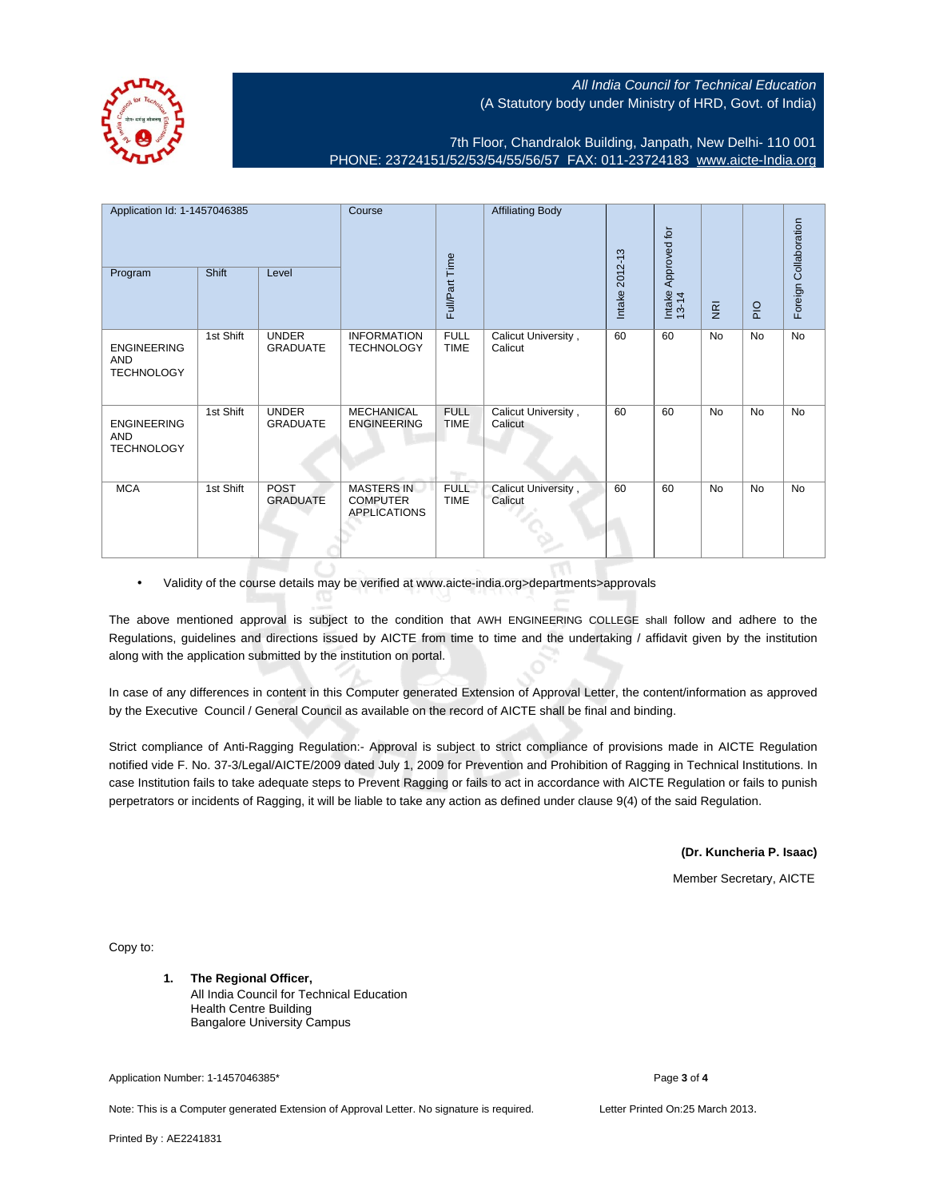All India Council for Technical Education
(A Statutory body under Ministry of HRD, Govt. of India)

7th Floor, Chandralok Building, Janpath, New Delhi- 110 001
PHONE: 23724151/52/53/54/55/56/57 FAX: 011-23724183 www.aicte-India.org

| Application Id: 1-1457046385 | | | Course | Full/Part Time | Affiliating Body | Intake 2012-13 | Intake Approved for 13-14 | NRI | PIO | Foreign Collaboration |
|---|---|---|---|---|---|---|---|---|---|---|
| Program | Shift | Level | | | | | | | | |
| ENGINEERING AND TECHNOLOGY | 1st Shift | UNDER GRADUATE | INFORMATION TECHNOLOGY | FULL TIME | Calicut University , Calicut | 60 | 60 | No | No | No |
| ENGINEERING AND TECHNOLOGY | 1st Shift | UNDER GRADUATE | MECHANICAL ENGINEERING | FULL TIME | Calicut University , Calicut | 60 | 60 | No | No | No |
| MCA | 1st Shift | POST GRADUATE | MASTERS IN COMPUTER APPLICATIONS | FULL TIME | Calicut University , Calicut | 60 | 60 | No | No | No |

- Validity of the course details may be verified at www.aicte-india.org>departments>approvals

The above mentioned approval is subject to the condition that AWH ENGINEERING COLLEGE shall follow and adhere to the Regulations, guidelines and directions issued by AICTE from time to time and the undertaking / affidavit given by the institution along with the application submitted by the institution on portal.

In case of any differences in content in this Computer generated Extension of Approval Letter, the content/information as approved by the Executive Council / General Council as available on the record of AICTE shall be final and binding.

Strict compliance of Anti-Ragging Regulation:- Approval is subject to strict compliance of provisions made in AICTE Regulation notified vide F. No. 37-3/Legal/AICTE/2009 dated July 1, 2009 for Prevention and Prohibition of Ragging in Technical Institutions. In case Institution fails to take adequate steps to Prevent Ragging or fails to act in accordance with AICTE Regulation or fails to punish perpetrators or incidents of Ragging, it will be liable to take any action as defined under clause 9(4) of the said Regulation.

**(Dr. Kuncheria P. Isaac)**

Member Secretary, AICTE

Copy to:

1. **The Regional Officer,**
   All India Council for Technical Education
   Health Centre Building
   Bangalore University Campus

Application Number: 1-1457046385*

Note: This is a Computer generated Extension of Approval Letter. No signature is required.

Letter Printed On:25 March 2013.

Printed By : AE2241831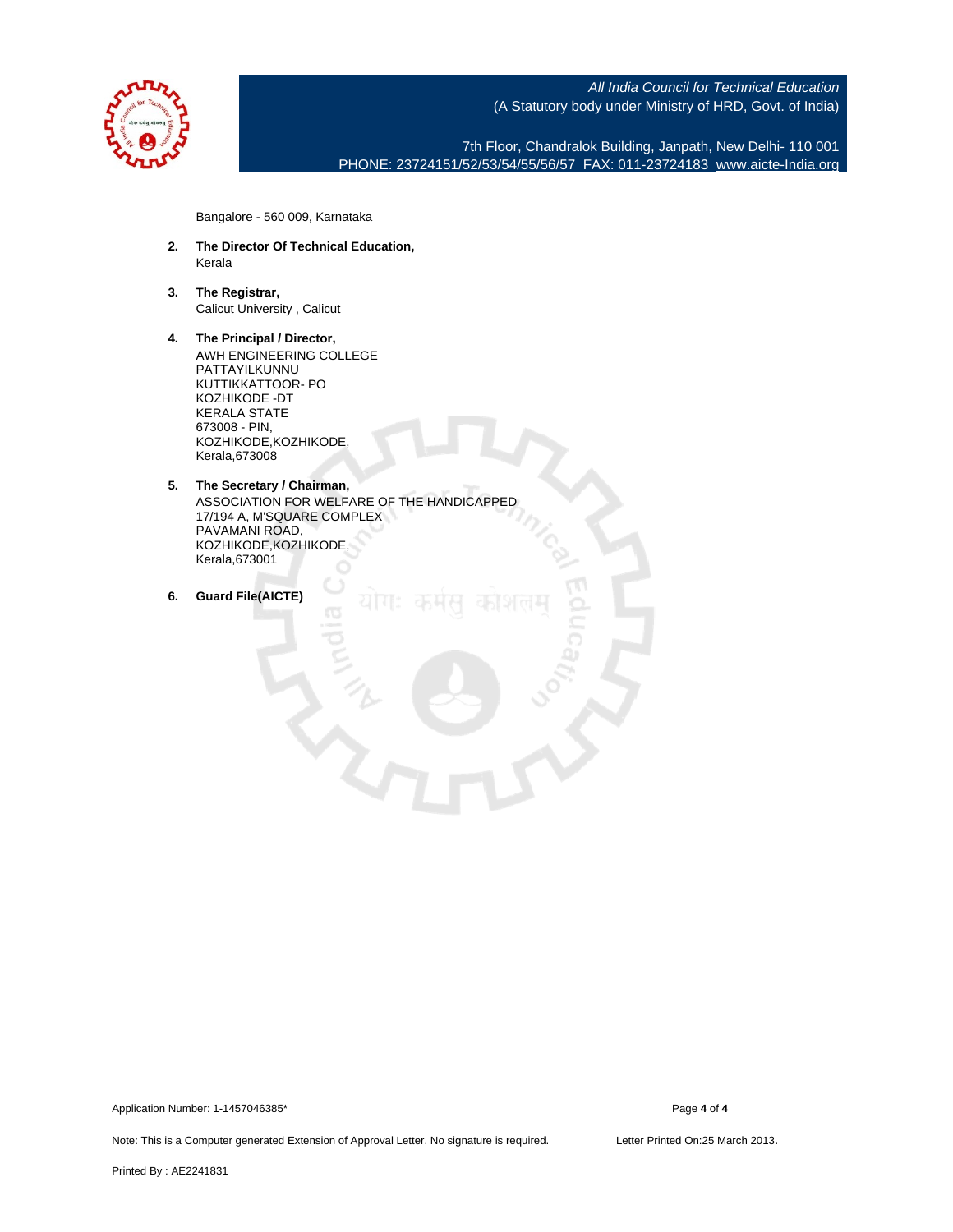Bangalore - 560 009, Karnataka

2. **The Director Of Technical Education,**
   Kerala

3. **The Registrar,**
   Calicut University , Calicut

4. **The Principal / Director,**
   AWH ENGINEERING COLLEGE
   PATTAYILKUNNU
   KUTTIKKATTOOR- PO
   KOZHIKODE -DT
   KERALA STATE
   673008 - PIN,
   KOZHIKODE,KOZHIKODE,
   Kerala,673008

5. **The Secretary / Chairman,**
   ASSOCIATION FOR WELFARE OF THE HANDICAPPED
   17/194 A, M'SQUARE COMPLEX
   PAVAMANI ROAD,
   KOZHIKODE,KOZHIKODE,
   Kerala,673001

6. **Guard File(AICTE)**

Application Number: 1-1457046385*

Note: This is a Computer generated Extension of Approval Letter. No signature is required.

Letter Printed On:25 March 2013.

Printed By : AE2241831